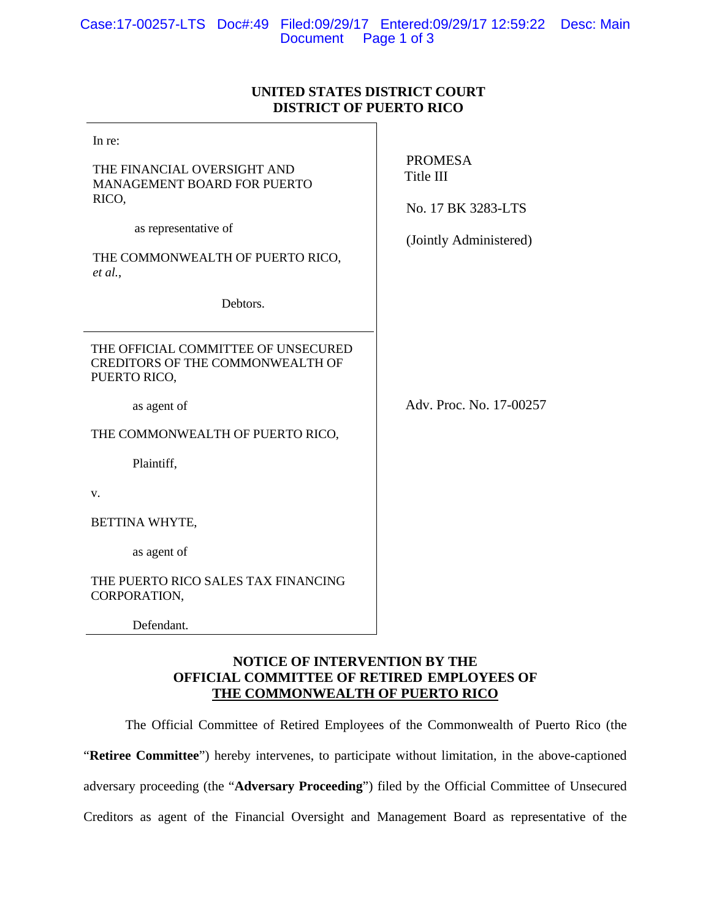**UNITED STATES DISTRICT COURT**
**DISTRICT OF PUERTO RICO**

| | |
|---|---|
| In re:<br><br>THE FINANCIAL OVERSIGHT AND MANAGEMENT BOARD FOR PUERTO RICO,<br><br>as representative of<br><br>THE COMMONWEALTH OF PUERTO RICO, *et al.*,<br><br>Debtors. | PROMESA<br>Title III<br><br>No. 17 BK 3283-LTS<br><br>(Jointly Administered) |
| THE OFFICIAL COMMITTEE OF UNSECURED CREDITORS OF THE COMMONWEALTH OF PUERTO RICO,<br><br>as agent of<br><br>THE COMMONWEALTH OF PUERTO RICO,<br><br>Plaintiff,<br><br>v.<br><br>BETTINA WHYTE,<br><br>as agent of<br><br>THE PUERTO RICO SALES TAX FINANCING CORPORATION,<br><br>Defendant. | Adv. Proc. No. 17-00257 |

**NOTICE OF INTERVENTION BY THE OFFICIAL COMMITTEE OF RETIRED EMPLOYEES OF THE COMMONWEALTH OF PUERTO RICO**

The Official Committee of Retired Employees of the Commonwealth of Puerto Rico (the "**Retiree Committee**") hereby intervenes, to participate without limitation, in the above-captioned adversary proceeding (the "**Adversary Proceeding**") filed by the Official Committee of Unsecured Creditors as agent of the Financial Oversight and Management Board as representative of the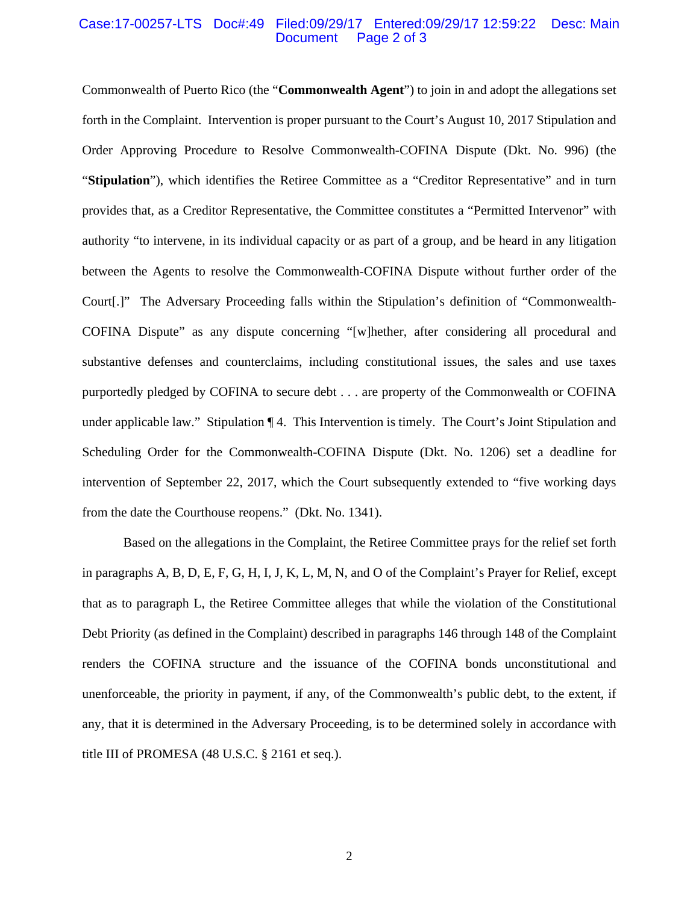Commonwealth of Puerto Rico (the "**Commonwealth Agent**") to join in and adopt the allegations set forth in the Complaint. Intervention is proper pursuant to the Court's August 10, 2017 Stipulation and Order Approving Procedure to Resolve Commonwealth-COFINA Dispute (Dkt. No. 996) (the "**Stipulation**"), which identifies the Retiree Committee as a "Creditor Representative" and in turn provides that, as a Creditor Representative, the Committee constitutes a "Permitted Intervenor" with authority "to intervene, in its individual capacity or as part of a group, and be heard in any litigation between the Agents to resolve the Commonwealth-COFINA Dispute without further order of the Court[.]" The Adversary Proceeding falls within the Stipulation's definition of "Commonwealth-COFINA Dispute" as any dispute concerning "[w]hether, after considering all procedural and substantive defenses and counterclaims, including constitutional issues, the sales and use taxes purportedly pledged by COFINA to secure debt . . . are property of the Commonwealth or COFINA under applicable law." Stipulation ¶ 4. This Intervention is timely. The Court's Joint Stipulation and Scheduling Order for the Commonwealth-COFINA Dispute (Dkt. No. 1206) set a deadline for intervention of September 22, 2017, which the Court subsequently extended to "five working days from the date the Courthouse reopens." (Dkt. No. 1341).

Based on the allegations in the Complaint, the Retiree Committee prays for the relief set forth in paragraphs A, B, D, E, F, G, H, I, J, K, L, M, N, and O of the Complaint's Prayer for Relief, except that as to paragraph L, the Retiree Committee alleges that while the violation of the Constitutional Debt Priority (as defined in the Complaint) described in paragraphs 146 through 148 of the Complaint renders the COFINA structure and the issuance of the COFINA bonds unconstitutional and unenforceable, the priority in payment, if any, of the Commonwealth's public debt, to the extent, if any, that it is determined in the Adversary Proceeding, is to be determined solely in accordance with title III of PROMESA (48 U.S.C. § 2161 et seq.).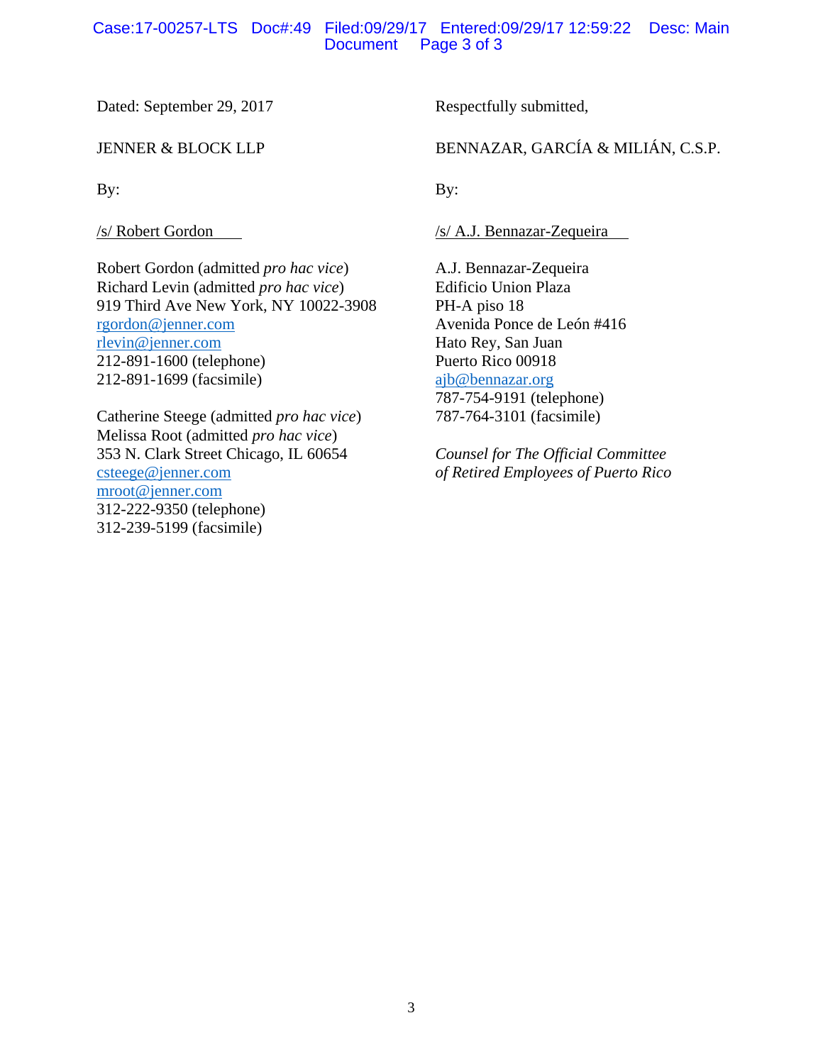Dated: September 29, 2017

JENNER & BLOCK LLP

By:

/s/ Robert Gordon

Robert Gordon (admitted *pro hac vice*)
Richard Levin (admitted *pro hac vice*)
919 Third Ave New York, NY 10022-3908
rgordon@jenner.com
rlevin@jenner.com
212-891-1600 (telephone)
212-891-1699 (facsimile)

Catherine Steege (admitted *pro hac vice*)
Melissa Root (admitted *pro hac vice*)
353 N. Clark Street Chicago, IL 60654
csteege@jenner.com
mroot@jenner.com
312-222-9350 (telephone)
312-239-5199 (facsimile)

Respectfully submitted,

BENNAZAR, GARCÍA & MILIÁN, C.S.P.

By:

/s/ A.J. Bennazar-Zequeira

A.J. Bennazar-Zequeira
Edificio Union Plaza
PH-A piso 18
Avenida Ponce de León #416
Hato Rey, San Juan
Puerto Rico 00918
ajb@bennazar.org
787-754-9191 (telephone)
787-764-3101 (facsimile)

*Counsel for The Official Committee of Retired Employees of Puerto Rico*